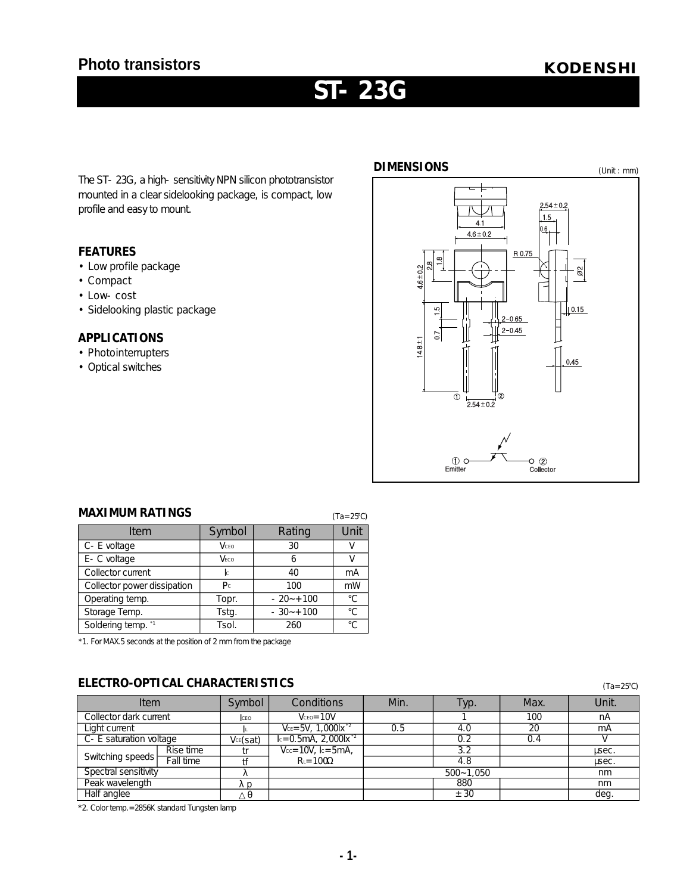Photo transistors

KODENSHI

# ST- 23G

The ST- 23G, a high- sensitivity NPN silicon phototransistor mounted in a clear sidelooking package, is compact, low profile and easy to mount.

## FEATURES

- Low profile package
- Compact
- Low- cost
- Sidelooking plastic package

## APPLICATIONS

- Photointerrupters
- Optical switches

## DIMENSIONS

(Unit : mm)

① Emitter ② Collector

## MAXIMUM RATINGS

(Ta=25℃)

| Item | Symbol | Rating | Unit |
|---|---|---|---|
| C- E voltage | $V_{CEO}$ | 30 | V |
| E- C voltage | $V_{ECO}$ | 6 | V |
| Collector current | $I_C$ | 40 | mA |
| Collector power dissipation | $P_C$ | 100 | mW |
| Operating temp. | Topr. | - 20~+100 | ℃ |
| Storage Temp. | Tstg. | - 30~+100 | ℃ |
| Soldering temp. *1 | Tsol. | 260 | ℃ |

*1. For MAX.5 seconds at the position of 2 mm from the package

## ELECTRO-OPTICAL CHARACTERISTICS

(Ta=25℃)

| Item | | Symbol | Conditions | Min. | Typ. | Max. | Unit. |
|---|---|---|---|---|---|---|---|
| Collector dark current | | $I_{CEO}$ | $V_{CEO}$=10V | | 1 | 100 | nA |
| Light current | | $I_L$ | $V_{CE}$=5V, 1,000lx *2 | 0.5 | 4.0 | 20 | mA |
| C- E saturation voltage | | $V_{CE}(sat)$ | $I_C$=0.5mA, 2,000lx *2 | | 0.2 | 0.4 | V |
| Switching speeds | Rise time | tr | $V_{CC}$=10V, $I_C$=5mA, $R_L$=100Ω | | 3.2 | | μsec. |
| | Fall time | tf | | | 4.8 | | μsec. |
| Spectral sensitivity | | λ | | | 500~1,050 | | nm |
| Peak wavelength | | λ p | | | 880 | | nm |
| Half anglee | | △θ | | | ± 30 | | deg. |

*2. Color temp.=2856K standard Tungsten lamp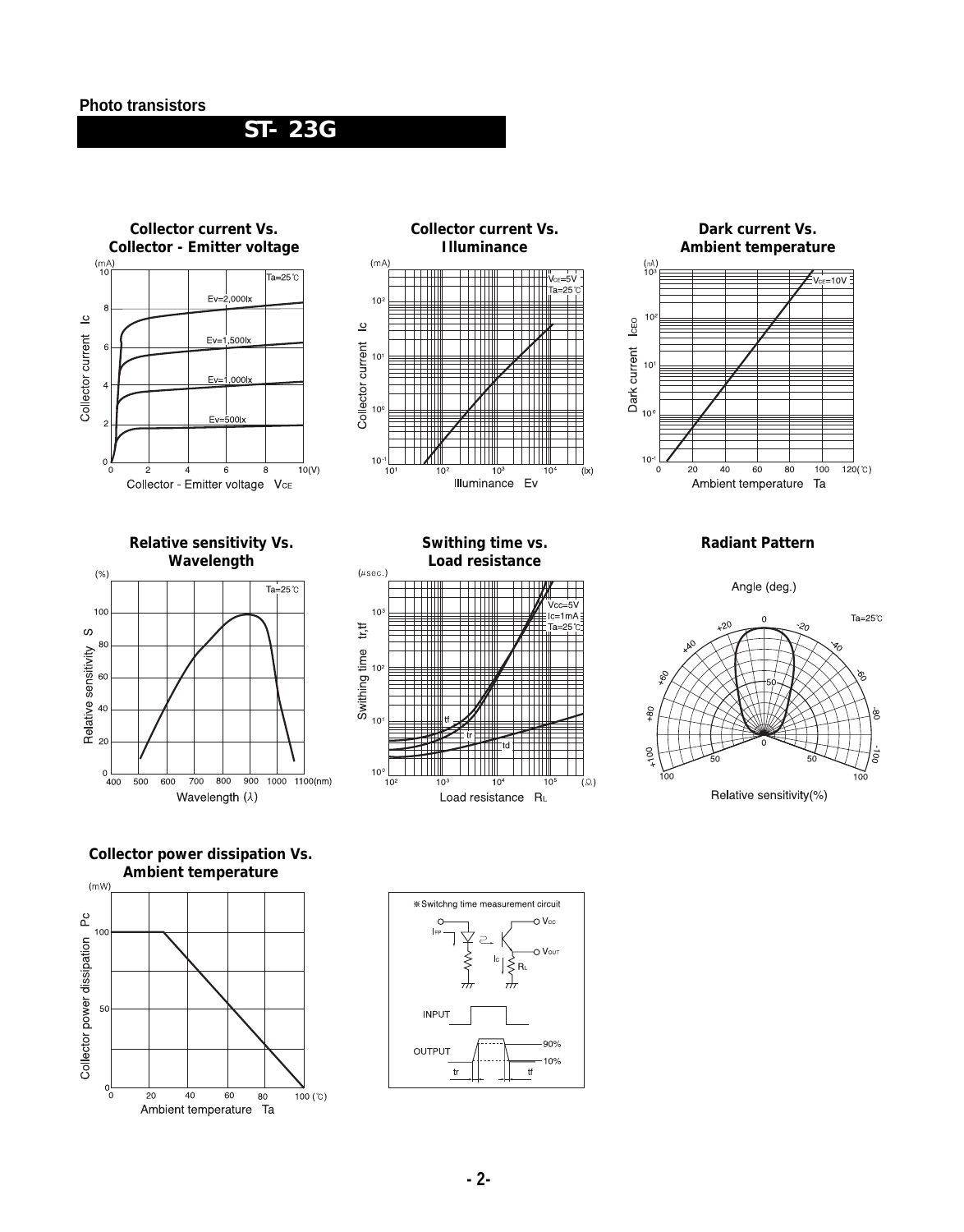Photo transistors

# ST- 23G

### Collector current Vs. Collector - Emitter voltage

(mA)
Ta=25℃
Ev=2,000lx
Ev=1,500lx
Ev=1,000lx
Ev=500lx
Collector current Ic
Collector - Emitter voltage $V_{CE}$
0 2 4 6 8 10(V)
0 2 4 6 8 10

### Collector current Vs. Illuminance

(mA)
$V_{CE}$=5V
Ta=25℃
Collector current Ic
Illuminance Ev
$10^{1}$ $10^{2}$ $10^{3}$ $10^{4}$ (lx)
$10^{-1}$ $10^{0}$ $10^{1}$ $10^{2}$

### Dark current Vs. Ambient temperature

(nA)
$V_{CE}$=10V
Dark current $I_{CEO}$
Ambient temperature Ta
0 20 40 60 80 100 120(℃)
$10^{-1}$ $10^{0}$ $10^{1}$ $10^{2}$ $10^{3}$

### Relative sensitivity Vs. Wavelength

(%)
Ta=25℃
Relative sensitivity S
Wavelength (λ)
400 500 600 700 800 900 1000 1100(nm)
0 20 40 60 80 100

### Swithing time vs. Load resistance

(μsec.)
Vcc=5V
Ic=1mA
Ta=25℃
tf
tr
td
Swithing time tr,tf
Load resistance $R_L$
$10^{2}$ $10^{3}$ $10^{4}$ $10^{5}$ (Ω)
$10^{0}$ $10^{1}$ $10^{2}$ $10^{3}$

### Radiant Pattern

Angle (deg.)
Ta=25℃
0 +20 -20 +40 -40 +60 -60 +80 -80 +100 -100
50 0 50
100 50 50 100
Relative sensitivity(%)

### Collector power dissipation Vs. Ambient temperature

(mW)
Collector power dissipation Pc
Ambient temperature Ta
0 20 40 60 80 100 (℃)
0 50 100

※Switchng time measurement circuit
$I_{FP}$
$V_{CC}$
$V_{OUT}$
$I_C$
$R_L$
INPUT
OUTPUT
90%
10%
tr
tf